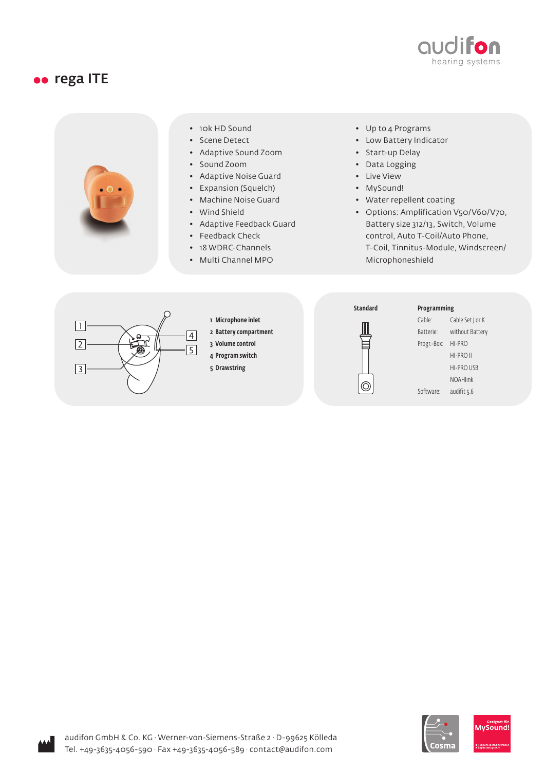# rega ITE

- 10k HD Sound
- Scene Detect
- Adaptive Sound Zoom
- Sound Zoom
- Adaptive Noise Guard
- Expansion (Squelch)
- Machine Noise Guard
- Wind Shield
- Adaptive Feedback Guard
- Feedback Check
- 18 WDRC-Channels
- Multi Channel MPO
- Up to 4 Programs
- Low Battery Indicator
- Start-up Delay
- Data Logging
- Live View
- MySound!
- Water repellent coating
- Options: Amplification V50/V60/V70, Battery size 312/13, Switch, Volume control, Auto T-Coil/Auto Phone, T-Coil, Tinnitus-Module, Windscreen/ Microphoneshield

1 **Microphone inlet**
2 **Battery compartment**
3 **Volume control**
4 **Program switch**
5 **Drawstring**

**Standard**

**Programming**

| | |
|---|---|
| Cable: | Cable Set J or K |
| Batterie: | without Battery |
| Progr.-Box: | HI-PRO |
| | HI-PRO II |
| | HI-PRO USB |
| | NOAHlink |
| Software: | audifit 5.6 |

audifon GmbH & Co. KG · Werner-von-Siemens-Straße 2 · D-99625 Kölleda
Tel. +49-3635-4056-590 · Fax +49-3635-4056-589 · contact@audifon.com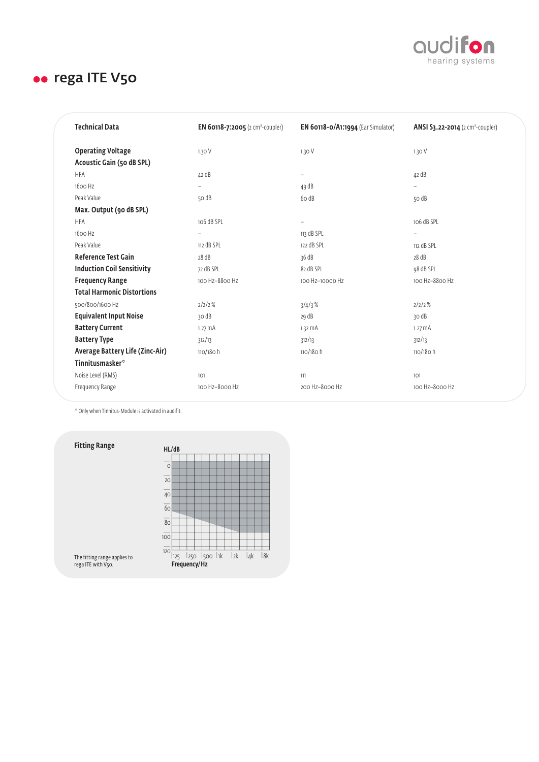# rega ITE V50

| Technical Data | EN 60118-7:2005 (2 cm³-coupler) | EN 60118-0/A1:1994 (Ear Simulator) | ANSI S3.22-2014 (2 cm³-coupler) |
|---|---|---|---|
| **Operating Voltage** | 1.30 V | 1.30 V | 1.30 V |
| **Acoustic Gain (50 dB SPL)** | | | |
| HFA | 42 dB | – | 42 dB |
| 1600 Hz | – | 49 dB | – |
| Peak Value | 50 dB | 60 dB | 50 dB |
| **Max. Output (90 dB SPL)** | | | |
| HFA | 106 dB SPL | – | 106 dB SPL |
| 1600 Hz | – | 113 dB SPL | – |
| Peak Value | 112 dB SPL | 122 dB SPL | 112 dB SPL |
| **Reference Test Gain** | 28 dB | 36 dB | 28 dB |
| **Induction Coil Sensitivity** | 72 dB SPL | 82 dB SPL | 98 dB SPL |
| **Frequency Range** | 100 Hz–8800 Hz | 100 Hz–10000 Hz | 100 Hz–8800 Hz |
| **Total Harmonic Distortions** | | | |
| 500/800/1600 Hz | 2/2/2 % | 3/4/3 % | 2/2/2 % |
| **Equivalent Input Noise** | 30 dB | 29 dB | 30 dB |
| **Battery Current** | 1.27 mA | 1.32 mA | 1.27 mA |
| **Battery Type** | 312/13 | 312/13 | 312/13 |
| **Average Battery Life (Zinc-Air)** | 110/180 h | 110/180 h | 110/180 h |
| **Tinnitusmasker*** | | | |
| Noise Level (RMS) | 101 | 111 | 101 |
| Frequency Range | 100 Hz–8000 Hz | 200 Hz–8000 Hz | 100 Hz–8000 Hz |

* Only when Tinnitus-Module is activated in audifit.

**Fitting Range**

HL/dB: 0, 20, 40, 60, 80, 100, 120

Frequency/Hz: 125, 250, 500, 1k, 2k, 4k, 8k

The fitting range applies to rega ITE with V50.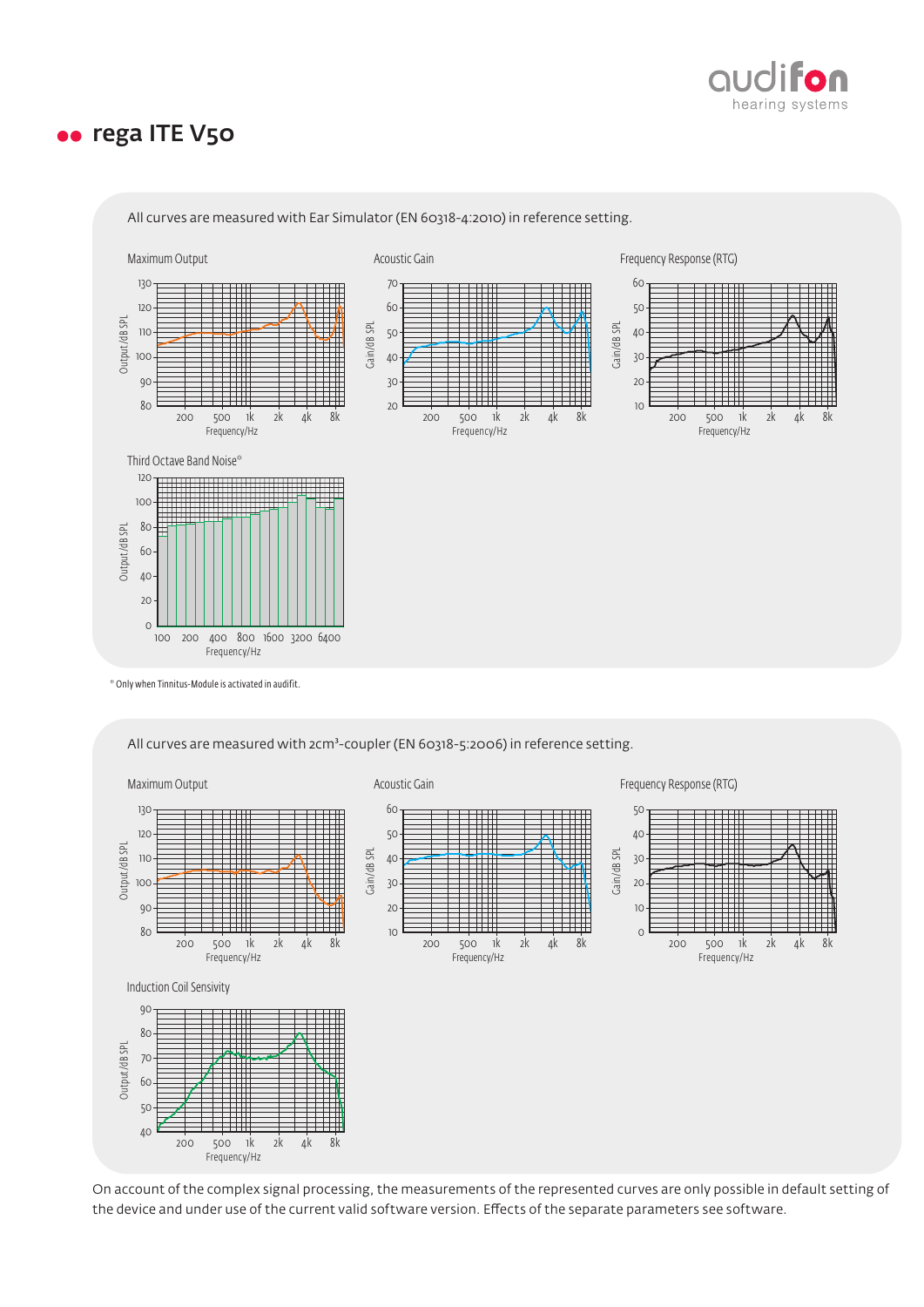# rega ITE V50

All curves are measured with Ear Simulator (EN 60318-4:2010) in reference setting.

Maximum Output

Acoustic Gain

Frequency Response (RTG)

Third Octave Band Noise*

* Only when Tinnitus-Module is activated in audifit.

All curves are measured with 2cm³-coupler (EN 60318-5:2006) in reference setting.

Maximum Output

Acoustic Gain

Frequency Response (RTG)

Induction Coil Sensivity

On account of the complex signal processing, the measurements of the represented curves are only possible in default setting of the device and under use of the current valid software version. Effects of the separate parameters see software.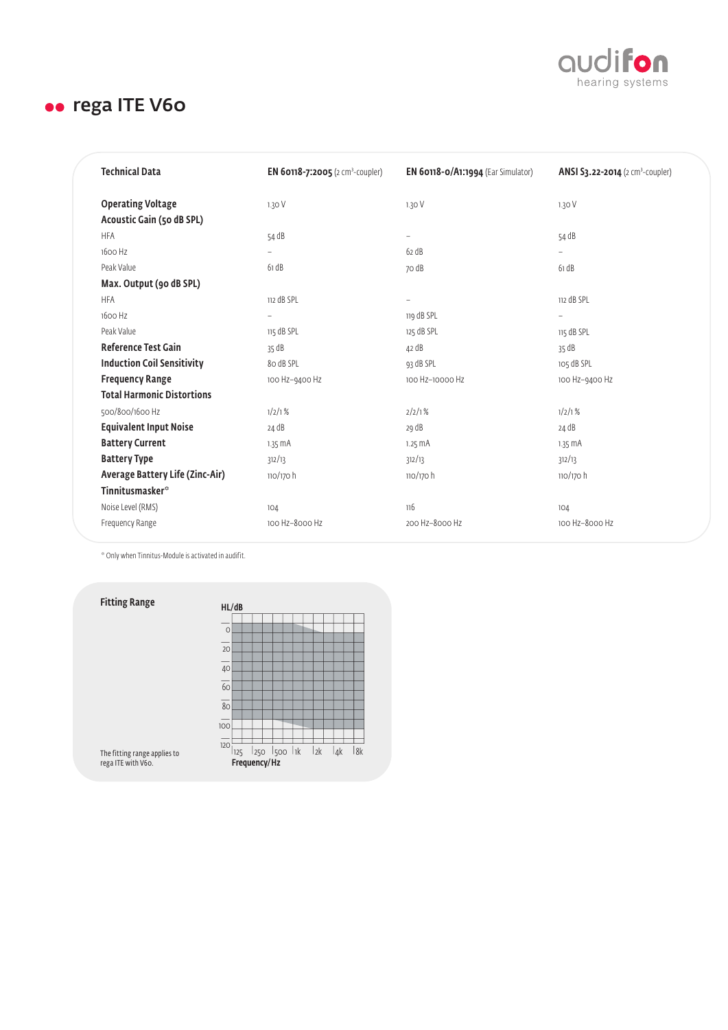# rega ITE V60

| Technical Data | EN 60118-7:2005 (2 cm³-coupler) | EN 60118-0/A1:1994 (Ear Simulator) | ANSI S3.22-2014 (2 cm³-coupler) |
|---|---|---|---|
| **Operating Voltage** | 1.30 V | 1.30 V | 1.30 V |
| **Acoustic Gain (50 dB SPL)** | | | |
| HFA | 54 dB | – | 54 dB |
| 1600 Hz | – | 62 dB | – |
| Peak Value | 61 dB | 70 dB | 61 dB |
| **Max. Output (90 dB SPL)** | | | |
| HFA | 112 dB SPL | – | 112 dB SPL |
| 1600 Hz | – | 119 dB SPL | – |
| Peak Value | 115 dB SPL | 125 dB SPL | 115 dB SPL |
| **Reference Test Gain** | 35 dB | 42 dB | 35 dB |
| **Induction Coil Sensitivity** | 80 dB SPL | 93 dB SPL | 105 dB SPL |
| **Frequency Range** | 100 Hz–9400 Hz | 100 Hz–10000 Hz | 100 Hz–9400 Hz |
| **Total Harmonic Distortions** | | | |
| 500/800/1600 Hz | 1/2/1 % | 2/2/1 % | 1/2/1 % |
| **Equivalent Input Noise** | 24 dB | 29 dB | 24 dB |
| **Battery Current** | 1.35 mA | 1.25 mA | 1.35 mA |
| **Battery Type** | 312/13 | 312/13 | 312/13 |
| **Average Battery Life (Zinc-Air)** | 110/170 h | 110/170 h | 110/170 h |
| **Tinnitusmasker*** | | | |
| Noise Level (RMS) | 104 | 116 | 104 |
| Frequency Range | 100 Hz–8000 Hz | 200 Hz–8000 Hz | 100 Hz–8000 Hz |

* Only when Tinnitus-Module is activated in audifit.

**Fitting Range**

HL/dB: 0, 20, 40, 60, 80, 100, 120

Frequency/Hz: 125, 250, 500, 1k, 2k, 4k, 8k

The fitting range applies to rega ITE with V60.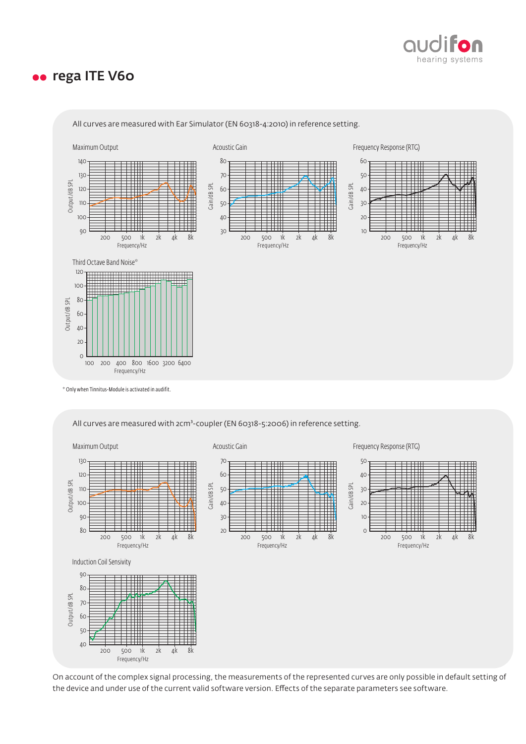## rega ITE V60

All curves are measured with Ear Simulator (EN 60318-4:2010) in reference setting.

Maximum Output

Acoustic Gain

Frequency Response (RTG)

Third Octave Band Noise*

\* Only when Tinnitus-Module is activated in audifit.

All curves are measured with 2cm³-coupler (EN 60318-5:2006) in reference setting.

Maximum Output

Acoustic Gain

Frequency Response (RTG)

Induction Coil Sensivity

On account of the complex signal processing, the measurements of the represented curves are only possible in default setting of the device and under use of the current valid software version. Effects of the separate parameters see software.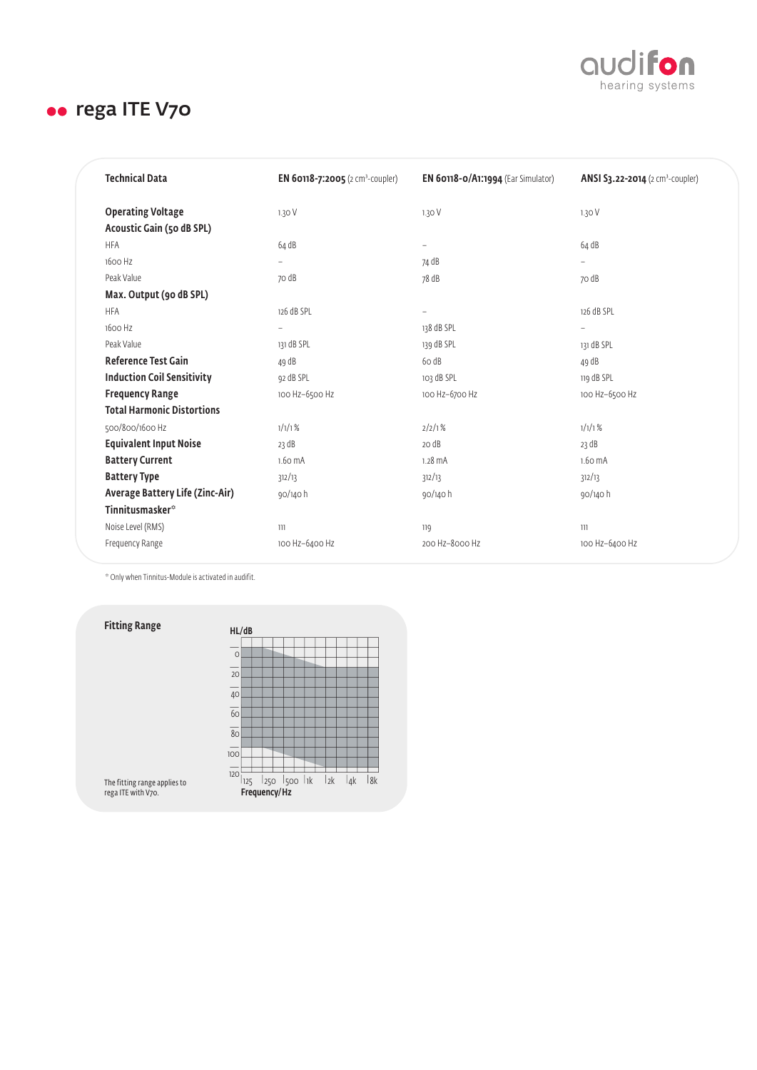# rega ITE V70

| Technical Data | EN 60118-7:2005 (2 cm³-coupler) | EN 60118-0/A1:1994 (Ear Simulator) | ANSI S3.22-2014 (2 cm³-coupler) |
|---|---|---|---|
| **Operating Voltage** | 1.30 V | 1.30 V | 1.30 V |
| **Acoustic Gain (50 dB SPL)** | | | |
| HFA | 64 dB | – | 64 dB |
| 1600 Hz | – | 74 dB | – |
| Peak Value | 70 dB | 78 dB | 70 dB |
| **Max. Output (90 dB SPL)** | | | |
| HFA | 126 dB SPL | – | 126 dB SPL |
| 1600 Hz | – | 138 dB SPL | – |
| Peak Value | 131 dB SPL | 139 dB SPL | 131 dB SPL |
| **Reference Test Gain** | 49 dB | 60 dB | 49 dB |
| **Induction Coil Sensitivity** | 92 dB SPL | 103 dB SPL | 119 dB SPL |
| **Frequency Range** | 100 Hz–6500 Hz | 100 Hz–6700 Hz | 100 Hz–6500 Hz |
| **Total Harmonic Distortions** | | | |
| 500/800/1600 Hz | 1/1/1 % | 2/2/1 % | 1/1/1 % |
| **Equivalent Input Noise** | 23 dB | 20 dB | 23 dB |
| **Battery Current** | 1.60 mA | 1.28 mA | 1.60 mA |
| **Battery Type** | 312/13 | 312/13 | 312/13 |
| **Average Battery Life (Zinc-Air)** | 90/140 h | 90/140 h | 90/140 h |
| **Tinnitusmasker*** | | | |
| Noise Level (RMS) | 111 | 119 | 111 |
| Frequency Range | 100 Hz–6400 Hz | 200 Hz–8000 Hz | 100 Hz–6400 Hz |

* Only when Tinnitus-Module is activated in audifit.

## Fitting Range

The fitting range applies to rega ITE with V70.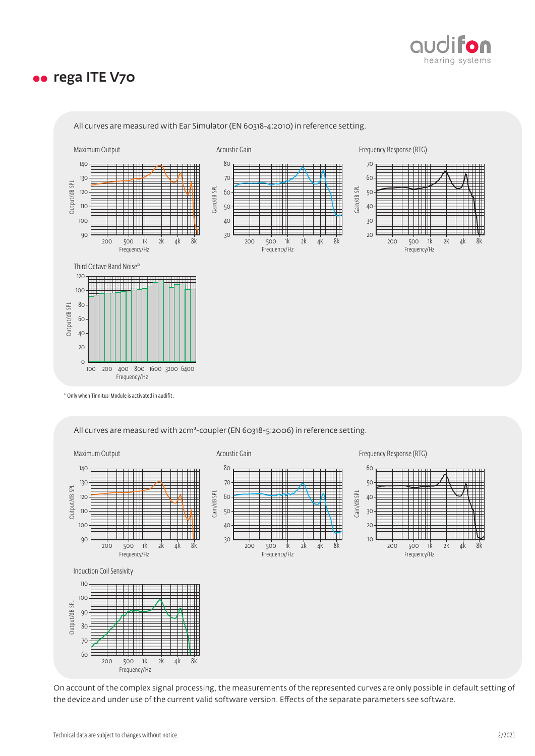# rega ITE V70

All curves are measured with Ear Simulator (EN 60318-4:2010) in reference setting.

Maximum Output

Output/dB SPL

140
130
120
110
100
90

200 500 1k 2k 4k 8k

Frequency/Hz

Acoustic Gain

Gain/dB SPL

80
70
60
50
40
30

200 500 1k 2k 4k 8k

Frequency/Hz

Frequency Response (RTG)

Gain/dB SPL

70
60
50
40
30
20

200 500 1k 2k 4k 8k

Frequency/Hz

Third Octave Band Noise*

Output/dB SPL

120
100
80
60
40
20
0

100 200 400 800 1600 3200 6400

Frequency/Hz

* Only when Tinnitus-Module is activated in audifit.

All curves are measured with 2cm³-coupler (EN 60318-5:2006) in reference setting.

Maximum Output

Output/dB SPL

140
130
120
110
100
90

200 500 1k 2k 4k 8k

Frequency/Hz

Acoustic Gain

Gain/dB SPL

80
70
60
50
40
30

200 500 1k 2k 4k 8k

Frequency/Hz

Frequency Response (RTG)

Gain/dB SPL

60
50
40
30
20
10

200 500 1k 2k 4k 8k

Frequency/Hz

Induction Coil Sensivity

Output/dB SPL

110
100
90
80
70
60

200 500 1k 2k 4k 8k

Frequency/Hz

On account of the complex signal processing, the measurements of the represented curves are only possible in default setting of the device and under use of the current valid software version. Effects of the separate parameters see software.

Technical data are subject to changes without notice.

2/2021